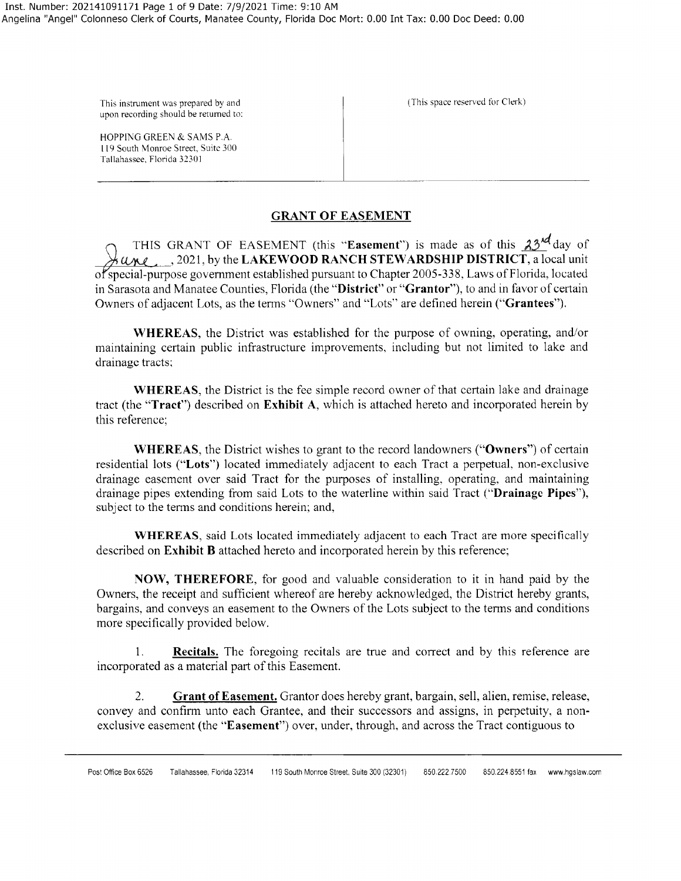Inst. Number: 202141091171 Page 1 of 9 Date: 7/9/2021 Time: 9:10 AM
Angelina "Angel" Colonneso Clerk of Courts, Manatee County, Florida Doc Mort: 0.00 Int Tax: 0.00 Doc Deed: 0.00

| This instrument was prepared by and upon recording should be returned to: HOPPING GREEN & SAMS P.A. 119 South Monroe Street, Suite 300 Tallahassee, Florida 32301 | (This space reserved for Clerk) |
|---|---|

## GRANT OF EASEMENT

THIS GRANT OF EASEMENT (this "**Easement**") is made as of this 23rd day of June, 2021, by the **LAKEWOOD RANCH STEWARDSHIP DISTRICT**, a local unit of special-purpose government established pursuant to Chapter 2005-338, Laws of Florida, located in Sarasota and Manatee Counties, Florida (the "**District**" or "**Grantor**"), to and in favor of certain Owners of adjacent Lots, as the terms "Owners" and "Lots" are defined herein ("**Grantees**").

**WHEREAS**, the District was established for the purpose of owning, operating, and/or maintaining certain public infrastructure improvements, including but not limited to lake and drainage tracts;

**WHEREAS**, the District is the fee simple record owner of that certain lake and drainage tract (the "**Tract**") described on **Exhibit A**, which is attached hereto and incorporated herein by this reference;

**WHEREAS**, the District wishes to grant to the record landowners ("**Owners**") of certain residential lots ("**Lots**") located immediately adjacent to each Tract a perpetual, non-exclusive drainage easement over said Tract for the purposes of installing, operating, and maintaining drainage pipes extending from said Lots to the waterline within said Tract ("**Drainage Pipes**"), subject to the terms and conditions herein; and,

**WHEREAS**, said Lots located immediately adjacent to each Tract are more specifically described on **Exhibit B** attached hereto and incorporated herein by this reference;

**NOW, THEREFORE**, for good and valuable consideration to it in hand paid by the Owners, the receipt and sufficient whereof are hereby acknowledged, the District hereby grants, bargains, and conveys an easement to the Owners of the Lots subject to the terms and conditions more specifically provided below.

1. **Recitals.** The foregoing recitals are true and correct and by this reference are incorporated as a material part of this Easement.

2. **Grant of Easement.** Grantor does hereby grant, bargain, sell, alien, remise, release, convey and confirm unto each Grantee, and their successors and assigns, in perpetuity, a non-exclusive easement (the "**Easement**") over, under, through, and across the Tract contiguous to

Post Office Box 6526 Tallahassee, Florida 32314 119 South Monroe Street, Suite 300 (32301) 850.222.7500 850.224.8551 fax www.hgslaw.com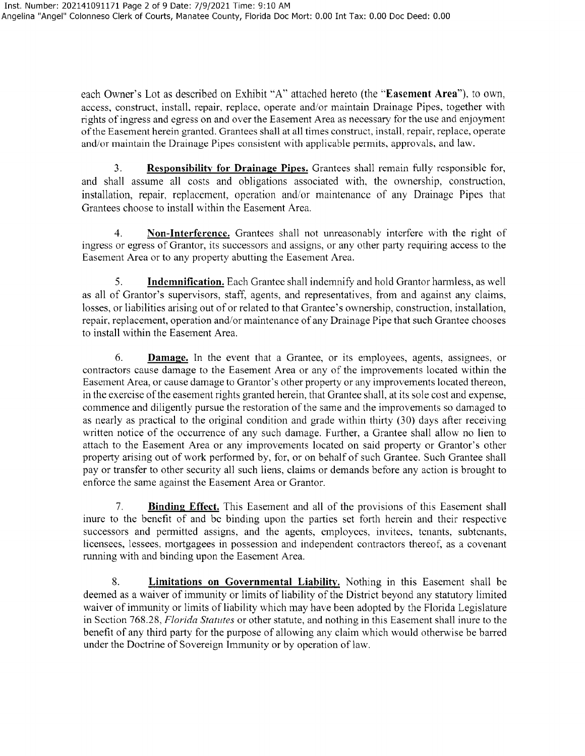each Owner's Lot as described on Exhibit "A" attached hereto (the "**Easement Area**"), to own, access, construct, install, repair, replace, operate and/or maintain Drainage Pipes, together with rights of ingress and egress on and over the Easement Area as necessary for the use and enjoyment of the Easement herein granted. Grantees shall at all times construct, install, repair, replace, operate and/or maintain the Drainage Pipes consistent with applicable permits, approvals, and law.

3. **Responsibility for Drainage Pipes.** Grantees shall remain fully responsible for, and shall assume all costs and obligations associated with, the ownership, construction, installation, repair, replacement, operation and/or maintenance of any Drainage Pipes that Grantees choose to install within the Easement Area.

4. **Non-Interference.** Grantees shall not unreasonably interfere with the right of ingress or egress of Grantor, its successors and assigns, or any other party requiring access to the Easement Area or to any property abutting the Easement Area.

5. **Indemnification.** Each Grantee shall indemnify and hold Grantor harmless, as well as all of Grantor's supervisors, staff, agents, and representatives, from and against any claims, losses, or liabilities arising out of or related to that Grantee's ownership, construction, installation, repair, replacement, operation and/or maintenance of any Drainage Pipe that such Grantee chooses to install within the Easement Area.

6. **Damage.** In the event that a Grantee, or its employees, agents, assignees, or contractors cause damage to the Easement Area or any of the improvements located within the Easement Area, or cause damage to Grantor's other property or any improvements located thereon, in the exercise of the easement rights granted herein, that Grantee shall, at its sole cost and expense, commence and diligently pursue the restoration of the same and the improvements so damaged to as nearly as practical to the original condition and grade within thirty (30) days after receiving written notice of the occurrence of any such damage. Further, a Grantee shall allow no lien to attach to the Easement Area or any improvements located on said property or Grantor's other property arising out of work performed by, for, or on behalf of such Grantee. Such Grantee shall pay or transfer to other security all such liens, claims or demands before any action is brought to enforce the same against the Easement Area or Grantor.

7. **Binding Effect.** This Easement and all of the provisions of this Easement shall inure to the benefit of and be binding upon the parties set forth herein and their respective successors and permitted assigns, and the agents, employees, invitees, tenants, subtenants, licensees, lessees, mortgagees in possession and independent contractors thereof, as a covenant running with and binding upon the Easement Area.

8. **Limitations on Governmental Liability.** Nothing in this Easement shall be deemed as a waiver of immunity or limits of liability of the District beyond any statutory limited waiver of immunity or limits of liability which may have been adopted by the Florida Legislature in Section 768.28, *Florida Statutes* or other statute, and nothing in this Easement shall inure to the benefit of any third party for the purpose of allowing any claim which would otherwise be barred under the Doctrine of Sovereign Immunity or by operation of law.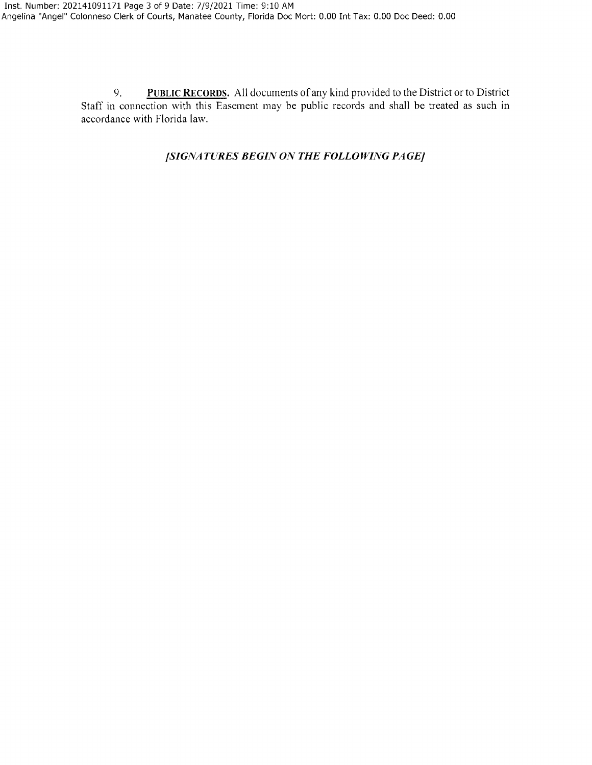9. **Public Records.** All documents of any kind provided to the District or to District Staff in connection with this Easement may be public records and shall be treated as such in accordance with Florida law.

***[SIGNATURES BEGIN ON THE FOLLOWING PAGE]***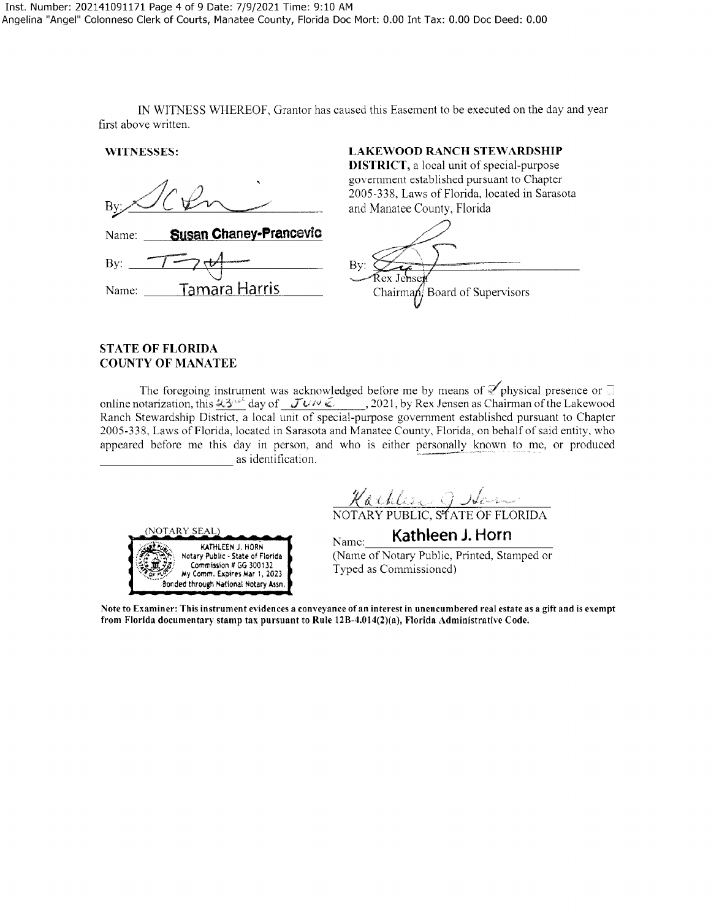IN WITNESS WHEREOF, Grantor has caused this Easement to be executed on the day and year first above written.

**WITNESSES:**

By: _______________________

Name: **Susan Chaney-Prancevic**

By: _______________________

Name: Tamara Harris

**LAKEWOOD RANCH STEWARDSHIP DISTRICT,** a local unit of special-purpose government established pursuant to Chapter 2005-338, Laws of Florida, located in Sarasota and Manatee County, Florida

By: _______________________
Rex Jensen
Chairman, Board of Supervisors

**STATE OF FLORIDA**
**COUNTY OF MANATEE**

The foregoing instrument was acknowledged before me by means of ☑ physical presence or ☐ online notarization, this 23rd day of June, 2021, by Rex Jensen as Chairman of the Lakewood Ranch Stewardship District, a local unit of special-purpose government established pursuant to Chapter 2005-338, Laws of Florida, located in Sarasota and Manatee County, Florida, on behalf of said entity, who appeared before me this day in person, and who is either personally known to me, or produced _____________________ as identification.

_______________________
NOTARY PUBLIC, STATE OF FLORIDA

Name: **Kathleen J. Horn**
(Name of Notary Public, Printed, Stamped or Typed as Commissioned)

(NOTARY SEAL)
KATHLEEN J. HORN
Notary Public - State of Florida
Commission # GG 300132
My Comm. Expires Mar 1, 2023
Bonded through National Notary Assn.

**Note to Examiner: This instrument evidences a conveyance of an interest in unencumbered real estate as a gift and is exempt from Florida documentary stamp tax pursuant to Rule 12B-4.014(2)(a), Florida Administrative Code.**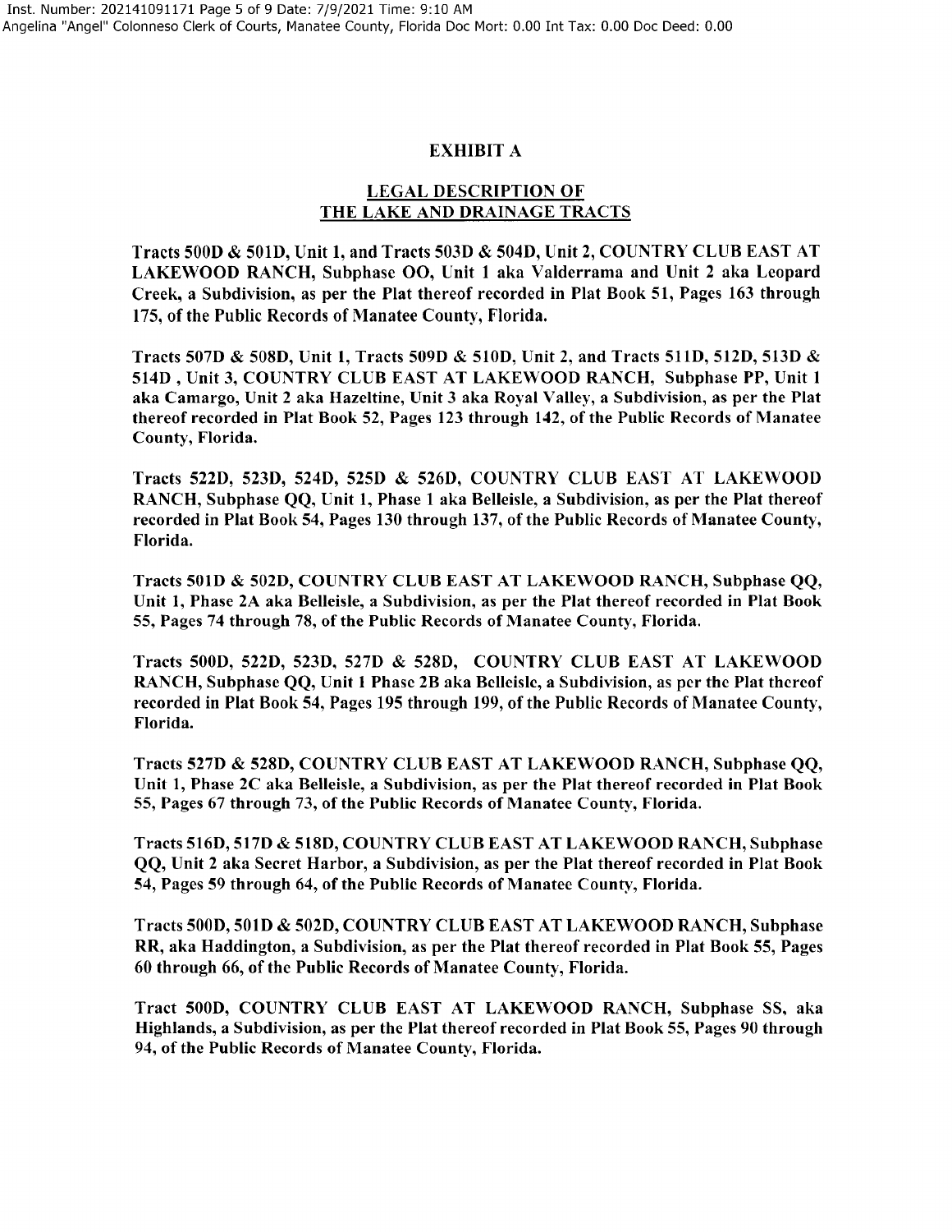# EXHIBIT A

## LEGAL DESCRIPTION OF THE LAKE AND DRAINAGE TRACTS

**Tracts 500D & 501D, Unit 1, and Tracts 503D & 504D, Unit 2, COUNTRY CLUB EAST AT LAKEWOOD RANCH, Subphase OO, Unit 1 aka Valderrama and Unit 2 aka Leopard Creek, a Subdivision, as per the Plat thereof recorded in Plat Book 51, Pages 163 through 175, of the Public Records of Manatee County, Florida.**

**Tracts 507D & 508D, Unit 1, Tracts 509D & 510D, Unit 2, and Tracts 511D, 512D, 513D & 514D , Unit 3, COUNTRY CLUB EAST AT LAKEWOOD RANCH, Subphase PP, Unit 1 aka Camargo, Unit 2 aka Hazeltine, Unit 3 aka Royal Valley, a Subdivision, as per the Plat thereof recorded in Plat Book 52, Pages 123 through 142, of the Public Records of Manatee County, Florida.**

**Tracts 522D, 523D, 524D, 525D & 526D, COUNTRY CLUB EAST AT LAKEWOOD RANCH, Subphase QQ, Unit 1, Phase 1 aka Belleisle, a Subdivision, as per the Plat thereof recorded in Plat Book 54, Pages 130 through 137, of the Public Records of Manatee County, Florida.**

**Tracts 501D & 502D, COUNTRY CLUB EAST AT LAKEWOOD RANCH, Subphase QQ, Unit 1, Phase 2A aka Belleisle, a Subdivision, as per the Plat thereof recorded in Plat Book 55, Pages 74 through 78, of the Public Records of Manatee County, Florida.**

**Tracts 500D, 522D, 523D, 527D & 528D, COUNTRY CLUB EAST AT LAKEWOOD RANCH, Subphase QQ, Unit 1 Phase 2B aka Belleisle, a Subdivision, as per the Plat thereof recorded in Plat Book 54, Pages 195 through 199, of the Public Records of Manatee County, Florida.**

**Tracts 527D & 528D, COUNTRY CLUB EAST AT LAKEWOOD RANCH, Subphase QQ, Unit 1, Phase 2C aka Belleisle, a Subdivision, as per the Plat thereof recorded in Plat Book 55, Pages 67 through 73, of the Public Records of Manatee County, Florida.**

**Tracts 516D, 517D & 518D, COUNTRY CLUB EAST AT LAKEWOOD RANCH, Subphase QQ, Unit 2 aka Secret Harbor, a Subdivision, as per the Plat thereof recorded in Plat Book 54, Pages 59 through 64, of the Public Records of Manatee County, Florida.**

**Tracts 500D, 501D & 502D, COUNTRY CLUB EAST AT LAKEWOOD RANCH, Subphase RR, aka Haddington, a Subdivision, as per the Plat thereof recorded in Plat Book 55, Pages 60 through 66, of the Public Records of Manatee County, Florida.**

**Tract 500D, COUNTRY CLUB EAST AT LAKEWOOD RANCH, Subphase SS, aka Highlands, a Subdivision, as per the Plat thereof recorded in Plat Book 55, Pages 90 through 94, of the Public Records of Manatee County, Florida.**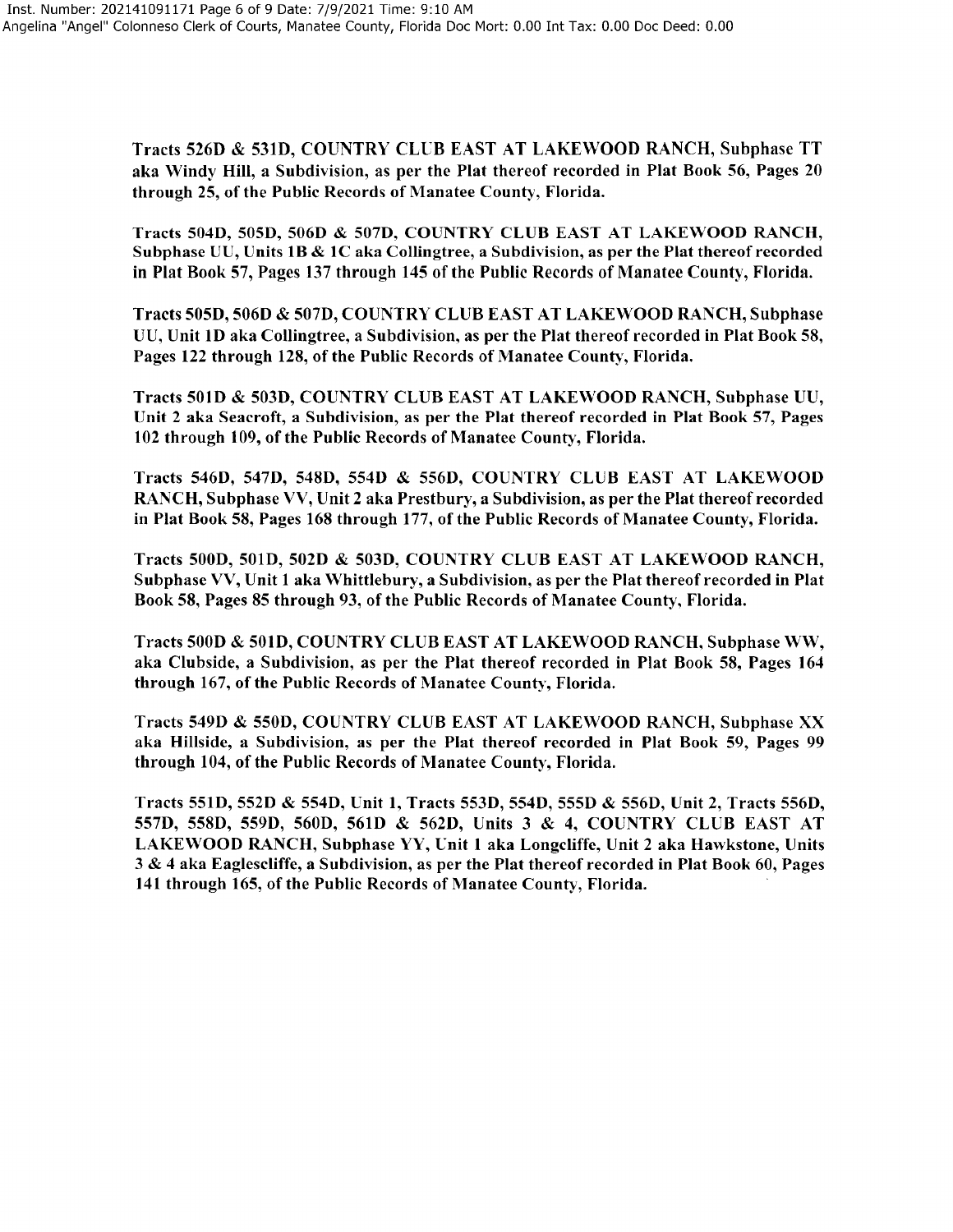**Tracts 526D & 531D, COUNTRY CLUB EAST AT LAKEWOOD RANCH, Subphase TT aka Windy Hill, a Subdivision, as per the Plat thereof recorded in Plat Book 56, Pages 20 through 25, of the Public Records of Manatee County, Florida.**

**Tracts 504D, 505D, 506D & 507D, COUNTRY CLUB EAST AT LAKEWOOD RANCH, Subphase UU, Units 1B & 1C aka Collingtree, a Subdivision, as per the Plat thereof recorded in Plat Book 57, Pages 137 through 145 of the Public Records of Manatee County, Florida.**

**Tracts 505D, 506D & 507D, COUNTRY CLUB EAST AT LAKEWOOD RANCH, Subphase UU, Unit 1D aka Collingtree, a Subdivision, as per the Plat thereof recorded in Plat Book 58, Pages 122 through 128, of the Public Records of Manatee County, Florida.**

**Tracts 501D & 503D, COUNTRY CLUB EAST AT LAKEWOOD RANCH, Subphase UU, Unit 2 aka Seacroft, a Subdivision, as per the Plat thereof recorded in Plat Book 57, Pages 102 through 109, of the Public Records of Manatee County, Florida.**

**Tracts 546D, 547D, 548D, 554D & 556D, COUNTRY CLUB EAST AT LAKEWOOD RANCH, Subphase VV, Unit 2 aka Prestbury, a Subdivision, as per the Plat thereof recorded in Plat Book 58, Pages 168 through 177, of the Public Records of Manatee County, Florida.**

**Tracts 500D, 501D, 502D & 503D, COUNTRY CLUB EAST AT LAKEWOOD RANCH, Subphase VV, Unit 1 aka Whittlebury, a Subdivision, as per the Plat thereof recorded in Plat Book 58, Pages 85 through 93, of the Public Records of Manatee County, Florida.**

**Tracts 500D & 501D, COUNTRY CLUB EAST AT LAKEWOOD RANCH, Subphase WW, aka Clubside, a Subdivision, as per the Plat thereof recorded in Plat Book 58, Pages 164 through 167, of the Public Records of Manatee County, Florida.**

**Tracts 549D & 550D, COUNTRY CLUB EAST AT LAKEWOOD RANCH, Subphase XX aka Hillside, a Subdivision, as per the Plat thereof recorded in Plat Book 59, Pages 99 through 104, of the Public Records of Manatee County, Florida.**

**Tracts 551D, 552D & 554D, Unit 1, Tracts 553D, 554D, 555D & 556D, Unit 2, Tracts 556D, 557D, 558D, 559D, 560D, 561D & 562D, Units 3 & 4, COUNTRY CLUB EAST AT LAKEWOOD RANCH, Subphase YY, Unit 1 aka Longcliffe, Unit 2 aka Hawkstone, Units 3 & 4 aka Eaglescliffe, a Subdivision, as per the Plat thereof recorded in Plat Book 60, Pages 141 through 165, of the Public Records of Manatee County, Florida.**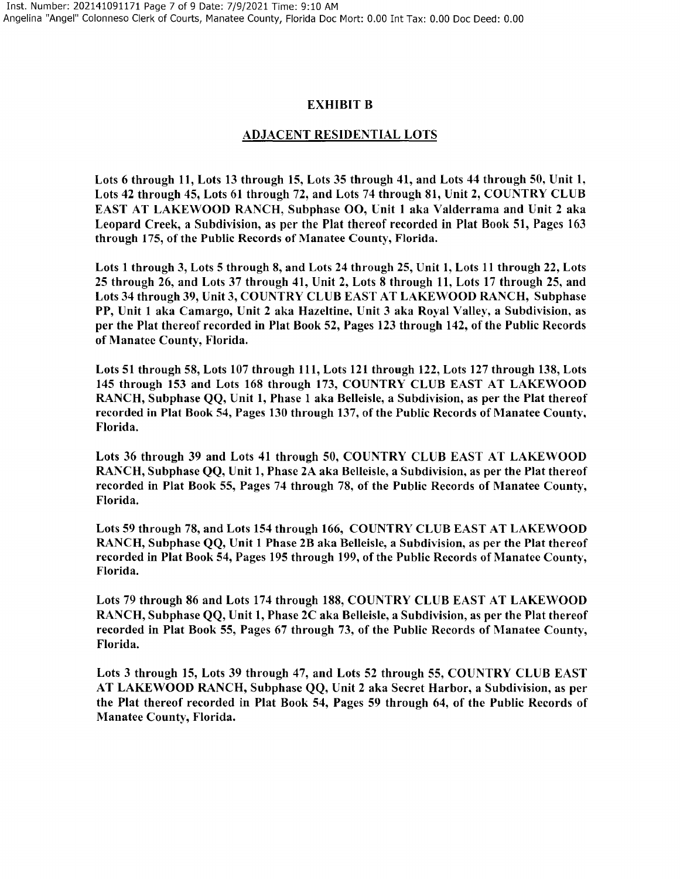# EXHIBIT B

## ADJACENT RESIDENTIAL LOTS

**Lots 6 through 11, Lots 13 through 15, Lots 35 through 41, and Lots 44 through 50, Unit 1, Lots 42 through 45, Lots 61 through 72, and Lots 74 through 81, Unit 2, COUNTRY CLUB EAST AT LAKEWOOD RANCH, Subphase OO, Unit 1 aka Valderrama and Unit 2 aka Leopard Creek, a Subdivision, as per the Plat thereof recorded in Plat Book 51, Pages 163 through 175, of the Public Records of Manatee County, Florida.**

**Lots 1 through 3, Lots 5 through 8, and Lots 24 through 25, Unit 1, Lots 11 through 22, Lots 25 through 26, and Lots 37 through 41, Unit 2, Lots 8 through 11, Lots 17 through 25, and Lots 34 through 39, Unit 3, COUNTRY CLUB EAST AT LAKEWOOD RANCH, Subphase PP, Unit 1 aka Camargo, Unit 2 aka Hazeltine, Unit 3 aka Royal Valley, a Subdivision, as per the Plat thereof recorded in Plat Book 52, Pages 123 through 142, of the Public Records of Manatee County, Florida.**

**Lots 51 through 58, Lots 107 through 111, Lots 121 through 122, Lots 127 through 138, Lots 145 through 153 and Lots 168 through 173, COUNTRY CLUB EAST AT LAKEWOOD RANCH, Subphase QQ, Unit 1, Phase 1 aka Belleisle, a Subdivision, as per the Plat thereof recorded in Plat Book 54, Pages 130 through 137, of the Public Records of Manatee County, Florida.**

**Lots 36 through 39 and Lots 41 through 50, COUNTRY CLUB EAST AT LAKEWOOD RANCH, Subphase QQ, Unit 1, Phase 2A aka Belleisle, a Subdivision, as per the Plat thereof recorded in Plat Book 55, Pages 74 through 78, of the Public Records of Manatee County, Florida.**

**Lots 59 through 78, and Lots 154 through 166, COUNTRY CLUB EAST AT LAKEWOOD RANCH, Subphase QQ, Unit 1 Phase 2B aka Belleisle, a Subdivision, as per the Plat thereof recorded in Plat Book 54, Pages 195 through 199, of the Public Records of Manatee County, Florida.**

**Lots 79 through 86 and Lots 174 through 188, COUNTRY CLUB EAST AT LAKEWOOD RANCH, Subphase QQ, Unit 1, Phase 2C aka Belleisle, a Subdivision, as per the Plat thereof recorded in Plat Book 55, Pages 67 through 73, of the Public Records of Manatee County, Florida.**

**Lots 3 through 15, Lots 39 through 47, and Lots 52 through 55, COUNTRY CLUB EAST AT LAKEWOOD RANCH, Subphase QQ, Unit 2 aka Secret Harbor, a Subdivision, as per the Plat thereof recorded in Plat Book 54, Pages 59 through 64, of the Public Records of Manatee County, Florida.**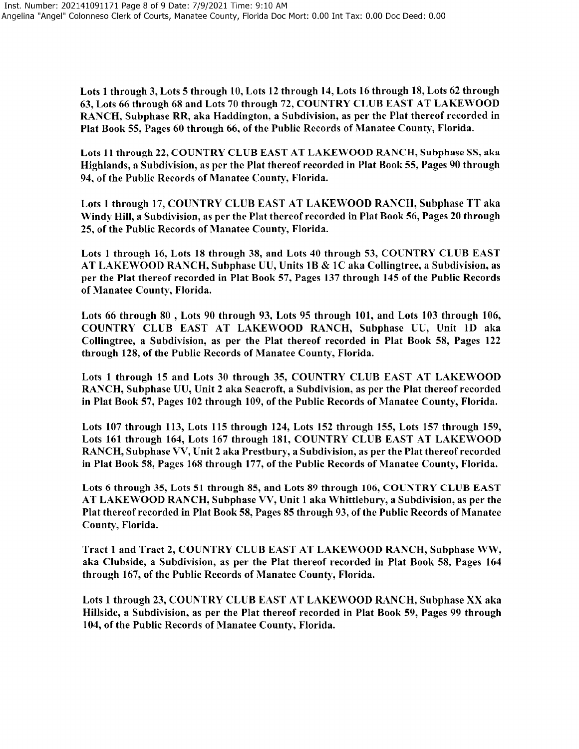**Lots 1 through 3, Lots 5 through 10, Lots 12 through 14, Lots 16 through 18, Lots 62 through 63, Lots 66 through 68 and Lots 70 through 72, COUNTRY CLUB EAST AT LAKEWOOD RANCH, Subphase RR, aka Haddington, a Subdivision, as per the Plat thereof recorded in Plat Book 55, Pages 60 through 66, of the Public Records of Manatee County, Florida.**

**Lots 11 through 22, COUNTRY CLUB EAST AT LAKEWOOD RANCH, Subphase SS, aka Highlands, a Subdivision, as per the Plat thereof recorded in Plat Book 55, Pages 90 through 94, of the Public Records of Manatee County, Florida.**

**Lots 1 through 17, COUNTRY CLUB EAST AT LAKEWOOD RANCH, Subphase TT aka Windy Hill, a Subdivision, as per the Plat thereof recorded in Plat Book 56, Pages 20 through 25, of the Public Records of Manatee County, Florida.**

**Lots 1 through 16, Lots 18 through 38, and Lots 40 through 53, COUNTRY CLUB EAST AT LAKEWOOD RANCH, Subphase UU, Units 1B & 1C aka Collingtree, a Subdivision, as per the Plat thereof recorded in Plat Book 57, Pages 137 through 145 of the Public Records of Manatee County, Florida.**

**Lots 66 through 80 , Lots 90 through 93, Lots 95 through 101, and Lots 103 through 106, COUNTRY CLUB EAST AT LAKEWOOD RANCH, Subphase UU, Unit 1D aka Collingtree, a Subdivision, as per the Plat thereof recorded in Plat Book 58, Pages 122 through 128, of the Public Records of Manatee County, Florida.**

**Lots 1 through 15 and Lots 30 through 35, COUNTRY CLUB EAST AT LAKEWOOD RANCH, Subphase UU, Unit 2 aka Seacroft, a Subdivision, as per the Plat thereof recorded in Plat Book 57, Pages 102 through 109, of the Public Records of Manatee County, Florida.**

**Lots 107 through 113, Lots 115 through 124, Lots 152 through 155, Lots 157 through 159, Lots 161 through 164, Lots 167 through 181, COUNTRY CLUB EAST AT LAKEWOOD RANCH, Subphase VV, Unit 2 aka Prestbury, a Subdivision, as per the Plat thereof recorded in Plat Book 58, Pages 168 through 177, of the Public Records of Manatee County, Florida.**

**Lots 6 through 35, Lots 51 through 85, and Lots 89 through 106, COUNTRY CLUB EAST AT LAKEWOOD RANCH, Subphase VV, Unit 1 aka Whittlebury, a Subdivision, as per the Plat thereof recorded in Plat Book 58, Pages 85 through 93, of the Public Records of Manatee County, Florida.**

**Tract 1 and Tract 2, COUNTRY CLUB EAST AT LAKEWOOD RANCH, Subphase WW, aka Clubside, a Subdivision, as per the Plat thereof recorded in Plat Book 58, Pages 164 through 167, of the Public Records of Manatee County, Florida.**

**Lots 1 through 23, COUNTRY CLUB EAST AT LAKEWOOD RANCH, Subphase XX aka Hillside, a Subdivision, as per the Plat thereof recorded in Plat Book 59, Pages 99 through 104, of the Public Records of Manatee County, Florida.**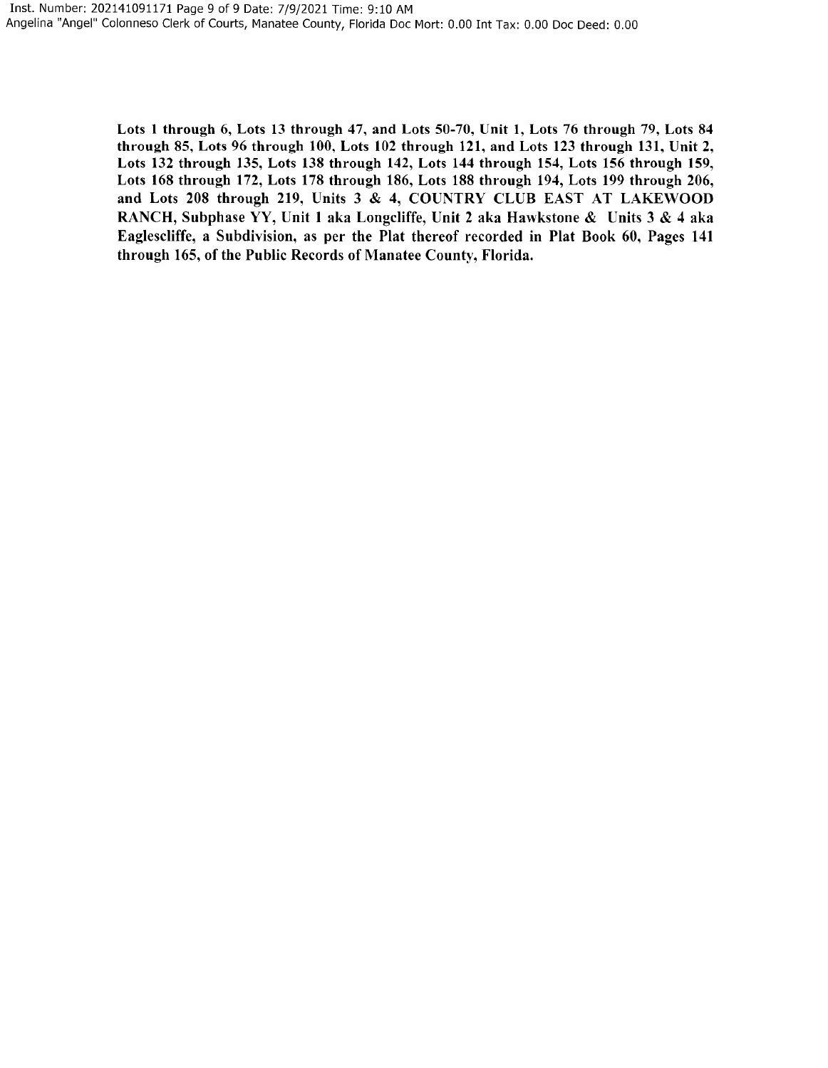**Lots 1 through 6, Lots 13 through 47, and Lots 50-70, Unit 1, Lots 76 through 79, Lots 84 through 85, Lots 96 through 100, Lots 102 through 121, and Lots 123 through 131, Unit 2, Lots 132 through 135, Lots 138 through 142, Lots 144 through 154, Lots 156 through 159, Lots 168 through 172, Lots 178 through 186, Lots 188 through 194, Lots 199 through 206, and Lots 208 through 219, Units 3 & 4, COUNTRY CLUB EAST AT LAKEWOOD RANCH, Subphase YY, Unit 1 aka Longcliffe, Unit 2 aka Hawkstone & Units 3 & 4 aka Eaglescliffe, a Subdivision, as per the Plat thereof recorded in Plat Book 60, Pages 141 through 165, of the Public Records of Manatee County, Florida.**